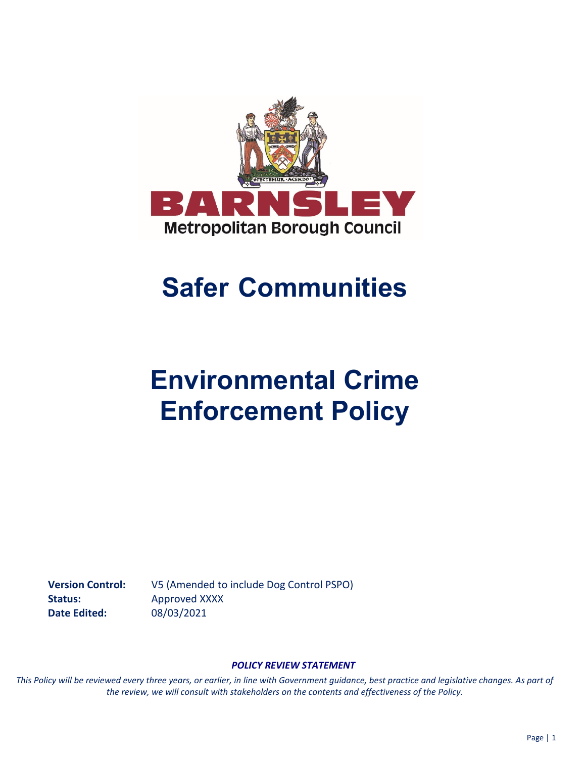BARNSLEY

Metropolitan Borough Council

# Safer Communities

# Environmental Crime Enforcement Policy

**Version Control:** V5 (Amended to include Dog Control PSPO)
**Status:** Approved XXXX
**Date Edited:** 08/03/2021

***POLICY REVIEW STATEMENT***

*This Policy will be reviewed every three years, or earlier, in line with Government guidance, best practice and legislative changes. As part of the review, we will consult with stakeholders on the contents and effectiveness of the Policy.*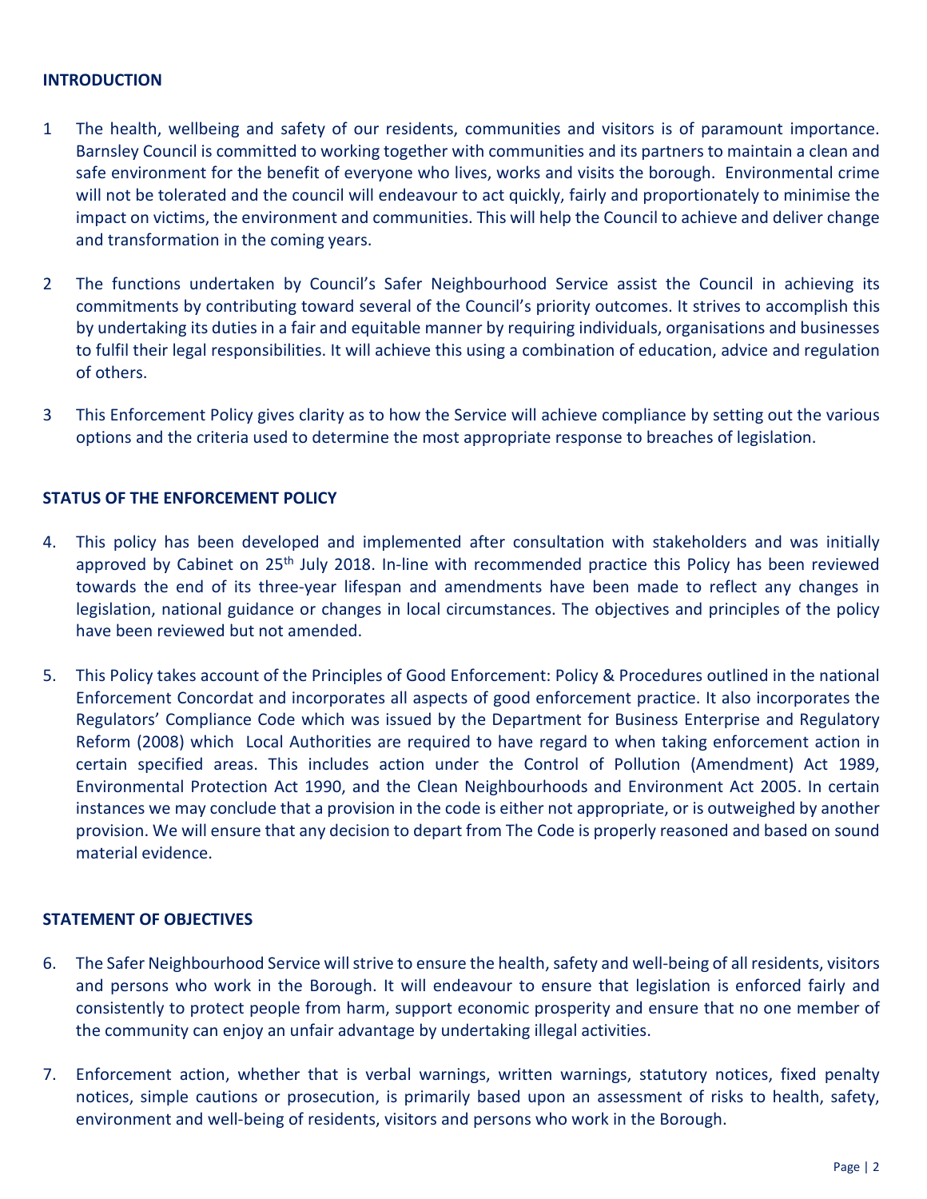## INTRODUCTION

1 The health, wellbeing and safety of our residents, communities and visitors is of paramount importance. Barnsley Council is committed to working together with communities and its partners to maintain a clean and safe environment for the benefit of everyone who lives, works and visits the borough. Environmental crime will not be tolerated and the council will endeavour to act quickly, fairly and proportionately to minimise the impact on victims, the environment and communities. This will help the Council to achieve and deliver change and transformation in the coming years.

2 The functions undertaken by Council's Safer Neighbourhood Service assist the Council in achieving its commitments by contributing toward several of the Council's priority outcomes. It strives to accomplish this by undertaking its duties in a fair and equitable manner by requiring individuals, organisations and businesses to fulfil their legal responsibilities. It will achieve this using a combination of education, advice and regulation of others.

3 This Enforcement Policy gives clarity as to how the Service will achieve compliance by setting out the various options and the criteria used to determine the most appropriate response to breaches of legislation.

## STATUS OF THE ENFORCEMENT POLICY

4. This policy has been developed and implemented after consultation with stakeholders and was initially approved by Cabinet on 25th July 2018. In-line with recommended practice this Policy has been reviewed towards the end of its three-year lifespan and amendments have been made to reflect any changes in legislation, national guidance or changes in local circumstances. The objectives and principles of the policy have been reviewed but not amended.

5. This Policy takes account of the Principles of Good Enforcement: Policy & Procedures outlined in the national Enforcement Concordat and incorporates all aspects of good enforcement practice. It also incorporates the Regulators' Compliance Code which was issued by the Department for Business Enterprise and Regulatory Reform (2008) which Local Authorities are required to have regard to when taking enforcement action in certain specified areas. This includes action under the Control of Pollution (Amendment) Act 1989, Environmental Protection Act 1990, and the Clean Neighbourhoods and Environment Act 2005. In certain instances we may conclude that a provision in the code is either not appropriate, or is outweighed by another provision. We will ensure that any decision to depart from The Code is properly reasoned and based on sound material evidence.

## STATEMENT OF OBJECTIVES

6. The Safer Neighbourhood Service will strive to ensure the health, safety and well-being of all residents, visitors and persons who work in the Borough. It will endeavour to ensure that legislation is enforced fairly and consistently to protect people from harm, support economic prosperity and ensure that no one member of the community can enjoy an unfair advantage by undertaking illegal activities.

7. Enforcement action, whether that is verbal warnings, written warnings, statutory notices, fixed penalty notices, simple cautions or prosecution, is primarily based upon an assessment of risks to health, safety, environment and well-being of residents, visitors and persons who work in the Borough.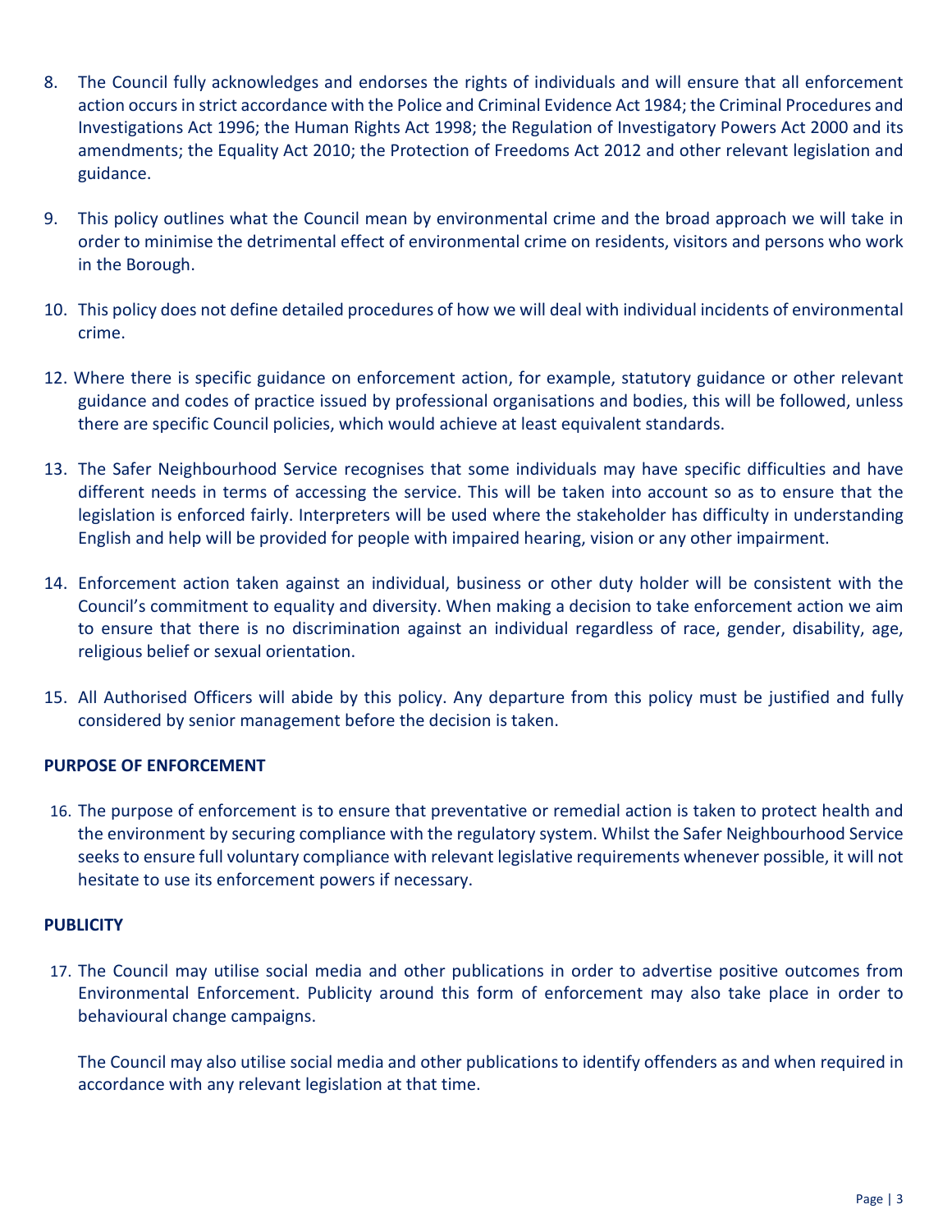8. The Council fully acknowledges and endorses the rights of individuals and will ensure that all enforcement action occurs in strict accordance with the Police and Criminal Evidence Act 1984; the Criminal Procedures and Investigations Act 1996; the Human Rights Act 1998; the Regulation of Investigatory Powers Act 2000 and its amendments; the Equality Act 2010; the Protection of Freedoms Act 2012 and other relevant legislation and guidance.

9. This policy outlines what the Council mean by environmental crime and the broad approach we will take in order to minimise the detrimental effect of environmental crime on residents, visitors and persons who work in the Borough.

10. This policy does not define detailed procedures of how we will deal with individual incidents of environmental crime.

12. Where there is specific guidance on enforcement action, for example, statutory guidance or other relevant guidance and codes of practice issued by professional organisations and bodies, this will be followed, unless there are specific Council policies, which would achieve at least equivalent standards.

13. The Safer Neighbourhood Service recognises that some individuals may have specific difficulties and have different needs in terms of accessing the service. This will be taken into account so as to ensure that the legislation is enforced fairly. Interpreters will be used where the stakeholder has difficulty in understanding English and help will be provided for people with impaired hearing, vision or any other impairment.

14. Enforcement action taken against an individual, business or other duty holder will be consistent with the Council's commitment to equality and diversity. When making a decision to take enforcement action we aim to ensure that there is no discrimination against an individual regardless of race, gender, disability, age, religious belief or sexual orientation.

15. All Authorised Officers will abide by this policy. Any departure from this policy must be justified and fully considered by senior management before the decision is taken.

**PURPOSE OF ENFORCEMENT**

16. The purpose of enforcement is to ensure that preventative or remedial action is taken to protect health and the environment by securing compliance with the regulatory system. Whilst the Safer Neighbourhood Service seeks to ensure full voluntary compliance with relevant legislative requirements whenever possible, it will not hesitate to use its enforcement powers if necessary.

**PUBLICITY**

17. The Council may utilise social media and other publications in order to advertise positive outcomes from Environmental Enforcement. Publicity around this form of enforcement may also take place in order to behavioural change campaigns.

    The Council may also utilise social media and other publications to identify offenders as and when required in accordance with any relevant legislation at that time.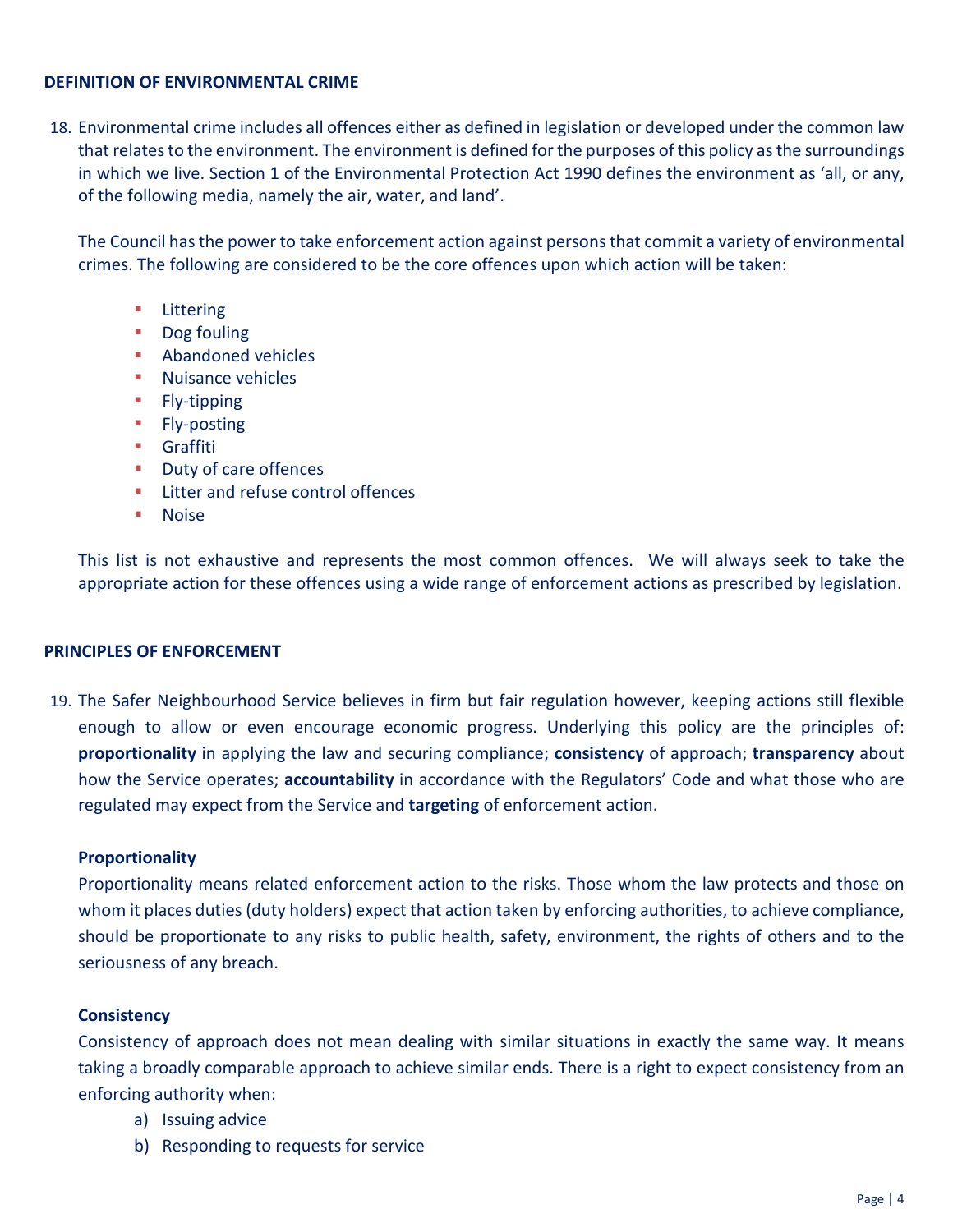## DEFINITION OF ENVIRONMENTAL CRIME

18. Environmental crime includes all offences either as defined in legislation or developed under the common law that relates to the environment. The environment is defined for the purposes of this policy as the surroundings in which we live. Section 1 of the Environmental Protection Act 1990 defines the environment as 'all, or any, of the following media, namely the air, water, and land'.

    The Council has the power to take enforcement action against persons that commit a variety of environmental crimes. The following are considered to be the core offences upon which action will be taken:

    - Littering
    - Dog fouling
    - Abandoned vehicles
    - Nuisance vehicles
    - Fly-tipping
    - Fly-posting
    - Graffiti
    - Duty of care offences
    - Litter and refuse control offences
    - Noise

    This list is not exhaustive and represents the most common offences. We will always seek to take the appropriate action for these offences using a wide range of enforcement actions as prescribed by legislation.

## PRINCIPLES OF ENFORCEMENT

19. The Safer Neighbourhood Service believes in firm but fair regulation however, keeping actions still flexible enough to allow or even encourage economic progress. Underlying this policy are the principles of: **proportionality** in applying the law and securing compliance; **consistency** of approach; **transparency** about how the Service operates; **accountability** in accordance with the Regulators' Code and what those who are regulated may expect from the Service and **targeting** of enforcement action.

    ### Proportionality

    Proportionality means related enforcement action to the risks. Those whom the law protects and those on whom it places duties (duty holders) expect that action taken by enforcing authorities, to achieve compliance, should be proportionate to any risks to public health, safety, environment, the rights of others and to the seriousness of any breach.

    ### Consistency

    Consistency of approach does not mean dealing with similar situations in exactly the same way. It means taking a broadly comparable approach to achieve similar ends. There is a right to expect consistency from an enforcing authority when:

    a) Issuing advice
    b) Responding to requests for service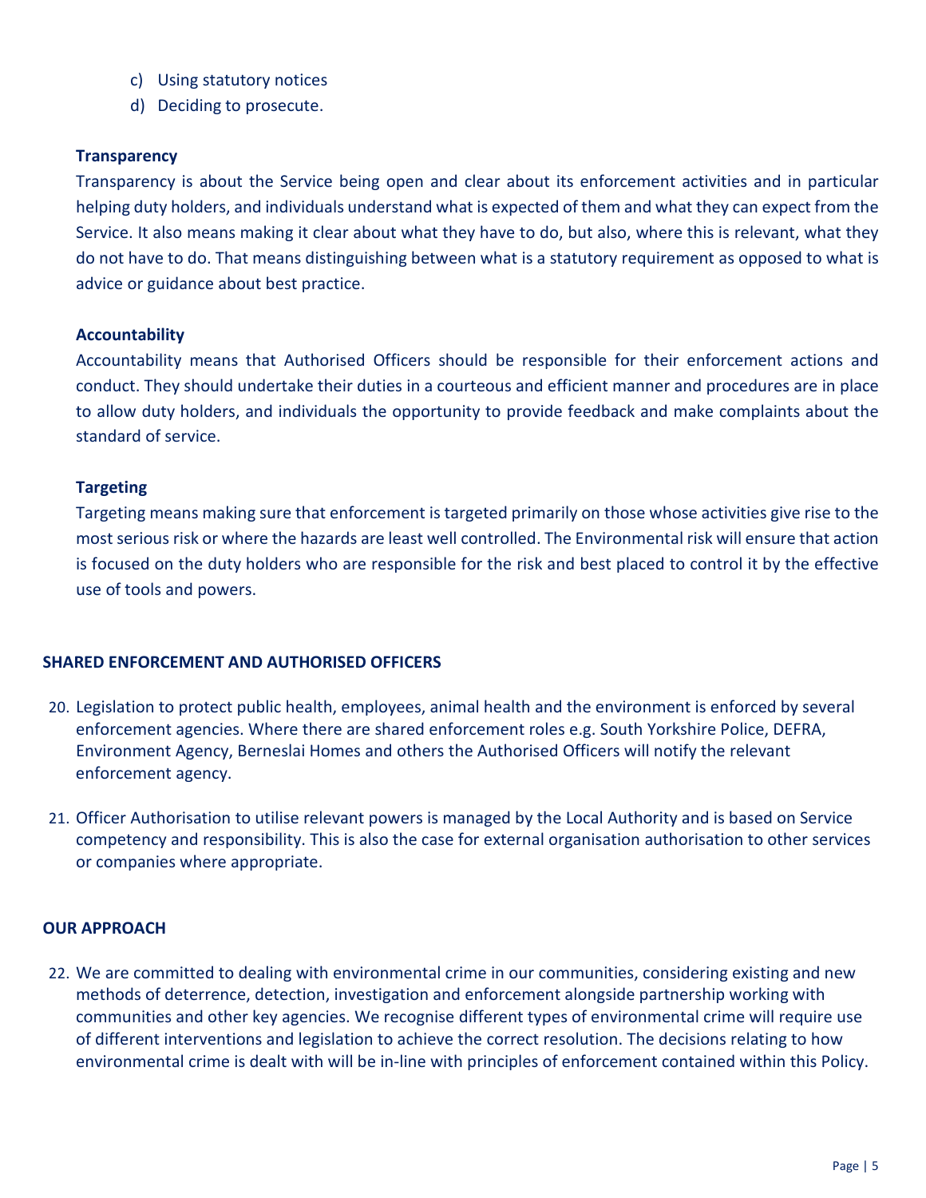c) Using statutory notices
d) Deciding to prosecute.

**Transparency**

Transparency is about the Service being open and clear about its enforcement activities and in particular helping duty holders, and individuals understand what is expected of them and what they can expect from the Service. It also means making it clear about what they have to do, but also, where this is relevant, what they do not have to do. That means distinguishing between what is a statutory requirement as opposed to what is advice or guidance about best practice.

**Accountability**

Accountability means that Authorised Officers should be responsible for their enforcement actions and conduct. They should undertake their duties in a courteous and efficient manner and procedures are in place to allow duty holders, and individuals the opportunity to provide feedback and make complaints about the standard of service.

**Targeting**

Targeting means making sure that enforcement is targeted primarily on those whose activities give rise to the most serious risk or where the hazards are least well controlled. The Environmental risk will ensure that action is focused on the duty holders who are responsible for the risk and best placed to control it by the effective use of tools and powers.

## SHARED ENFORCEMENT AND AUTHORISED OFFICERS

20. Legislation to protect public health, employees, animal health and the environment is enforced by several enforcement agencies. Where there are shared enforcement roles e.g. South Yorkshire Police, DEFRA, Environment Agency, Berneslai Homes and others the Authorised Officers will notify the relevant enforcement agency.

21. Officer Authorisation to utilise relevant powers is managed by the Local Authority and is based on Service competency and responsibility. This is also the case for external organisation authorisation to other services or companies where appropriate.

## OUR APPROACH

22. We are committed to dealing with environmental crime in our communities, considering existing and new methods of deterrence, detection, investigation and enforcement alongside partnership working with communities and other key agencies. We recognise different types of environmental crime will require use of different interventions and legislation to achieve the correct resolution. The decisions relating to how environmental crime is dealt with will be in-line with principles of enforcement contained within this Policy.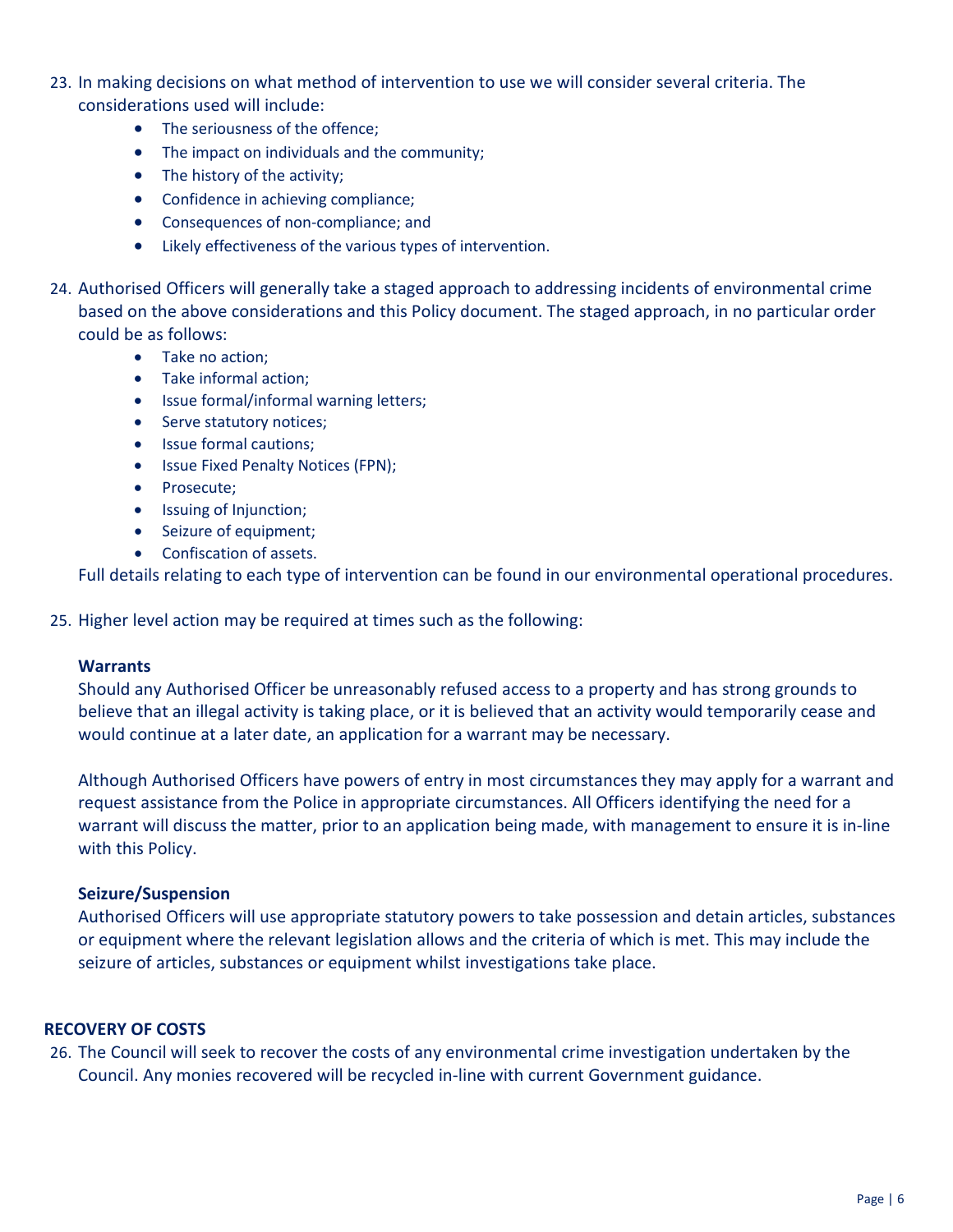23. In making decisions on what method of intervention to use we will consider several criteria. The considerations used will include:
    - The seriousness of the offence;
    - The impact on individuals and the community;
    - The history of the activity;
    - Confidence in achieving compliance;
    - Consequences of non-compliance; and
    - Likely effectiveness of the various types of intervention.

24. Authorised Officers will generally take a staged approach to addressing incidents of environmental crime based on the above considerations and this Policy document. The staged approach, in no particular order could be as follows:
    - Take no action;
    - Take informal action;
    - Issue formal/informal warning letters;
    - Serve statutory notices;
    - Issue formal cautions;
    - Issue Fixed Penalty Notices (FPN);
    - Prosecute;
    - Issuing of Injunction;
    - Seizure of equipment;
    - Confiscation of assets.

    Full details relating to each type of intervention can be found in our environmental operational procedures.

25. Higher level action may be required at times such as the following:

    **Warrants**

    Should any Authorised Officer be unreasonably refused access to a property and has strong grounds to believe that an illegal activity is taking place, or it is believed that an activity would temporarily cease and would continue at a later date, an application for a warrant may be necessary.

    Although Authorised Officers have powers of entry in most circumstances they may apply for a warrant and request assistance from the Police in appropriate circumstances. All Officers identifying the need for a warrant will discuss the matter, prior to an application being made, with management to ensure it is in-line with this Policy.

    **Seizure/Suspension**

    Authorised Officers will use appropriate statutory powers to take possession and detain articles, substances or equipment where the relevant legislation allows and the criteria of which is met. This may include the seizure of articles, substances or equipment whilst investigations take place.

**RECOVERY OF COSTS**

26. The Council will seek to recover the costs of any environmental crime investigation undertaken by the Council. Any monies recovered will be recycled in-line with current Government guidance.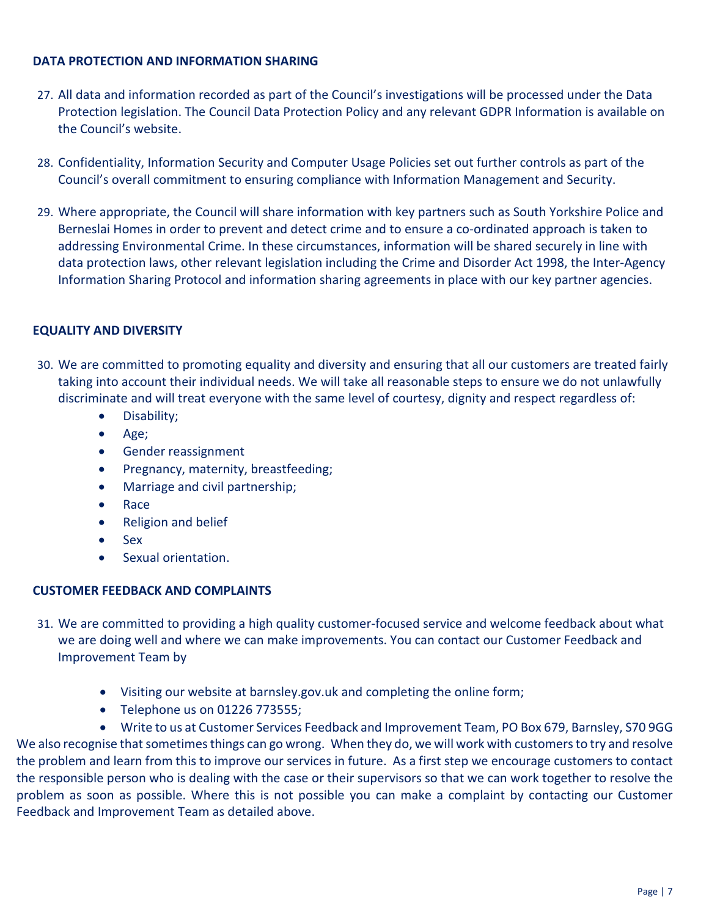## DATA PROTECTION AND INFORMATION SHARING

27. All data and information recorded as part of the Council's investigations will be processed under the Data Protection legislation. The Council Data Protection Policy and any relevant GDPR Information is available on the Council's website.

28. Confidentiality, Information Security and Computer Usage Policies set out further controls as part of the Council's overall commitment to ensuring compliance with Information Management and Security.

29. Where appropriate, the Council will share information with key partners such as South Yorkshire Police and Berneslai Homes in order to prevent and detect crime and to ensure a co-ordinated approach is taken to addressing Environmental Crime. In these circumstances, information will be shared securely in line with data protection laws, other relevant legislation including the Crime and Disorder Act 1998, the Inter-Agency Information Sharing Protocol and information sharing agreements in place with our key partner agencies.

## EQUALITY AND DIVERSITY

30. We are committed to promoting equality and diversity and ensuring that all our customers are treated fairly taking into account their individual needs. We will take all reasonable steps to ensure we do not unlawfully discriminate and will treat everyone with the same level of courtesy, dignity and respect regardless of:
    - Disability;
    - Age;
    - Gender reassignment
    - Pregnancy, maternity, breastfeeding;
    - Marriage and civil partnership;
    - Race
    - Religion and belief
    - Sex
    - Sexual orientation.

## CUSTOMER FEEDBACK AND COMPLAINTS

31. We are committed to providing a high quality customer-focused service and welcome feedback about what we are doing well and where we can make improvements. You can contact our Customer Feedback and Improvement Team by

    - Visiting our website at barnsley.gov.uk and completing the online form;
    - Telephone us on 01226 773555;
    - Write to us at Customer Services Feedback and Improvement Team, PO Box 679, Barnsley, S70 9GG

We also recognise that sometimes things can go wrong. When they do, we will work with customers to try and resolve the problem and learn from this to improve our services in future. As a first step we encourage customers to contact the responsible person who is dealing with the case or their supervisors so that we can work together to resolve the problem as soon as possible. Where this is not possible you can make a complaint by contacting our Customer Feedback and Improvement Team as detailed above.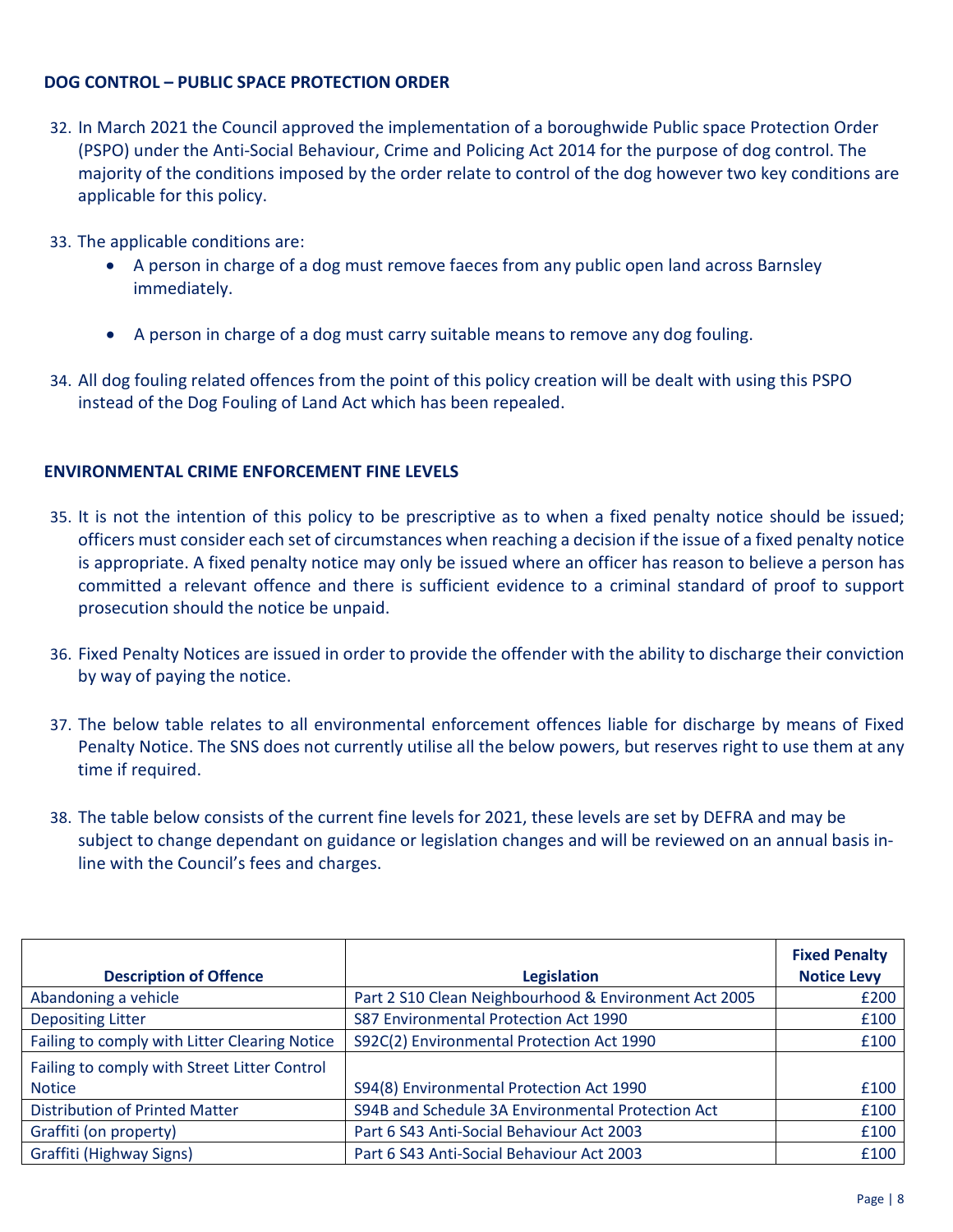## DOG CONTROL – PUBLIC SPACE PROTECTION ORDER

32. In March 2021 the Council approved the implementation of a boroughwide Public space Protection Order (PSPO) under the Anti-Social Behaviour, Crime and Policing Act 2014 for the purpose of dog control. The majority of the conditions imposed by the order relate to control of the dog however two key conditions are applicable for this policy.

33. The applicable conditions are:
    - A person in charge of a dog must remove faeces from any public open land across Barnsley immediately.
    - A person in charge of a dog must carry suitable means to remove any dog fouling.

34. All dog fouling related offences from the point of this policy creation will be dealt with using this PSPO instead of the Dog Fouling of Land Act which has been repealed.

## ENVIRONMENTAL CRIME ENFORCEMENT FINE LEVELS

35. It is not the intention of this policy to be prescriptive as to when a fixed penalty notice should be issued; officers must consider each set of circumstances when reaching a decision if the issue of a fixed penalty notice is appropriate. A fixed penalty notice may only be issued where an officer has reason to believe a person has committed a relevant offence and there is sufficient evidence to a criminal standard of proof to support prosecution should the notice be unpaid.

36. Fixed Penalty Notices are issued in order to provide the offender with the ability to discharge their conviction by way of paying the notice.

37. The below table relates to all environmental enforcement offences liable for discharge by means of Fixed Penalty Notice. The SNS does not currently utilise all the below powers, but reserves right to use them at any time if required.

38. The table below consists of the current fine levels for 2021, these levels are set by DEFRA and may be subject to change dependant on guidance or legislation changes and will be reviewed on an annual basis in-line with the Council's fees and charges.

| Description of Offence | Legislation | Fixed Penalty Notice Levy |
|---|---|---|
| Abandoning a vehicle | Part 2 S10 Clean Neighbourhood & Environment Act 2005 | £200 |
| Depositing Litter | S87 Environmental Protection Act 1990 | £100 |
| Failing to comply with Litter Clearing Notice | S92C(2) Environmental Protection Act 1990 | £100 |
| Failing to comply with Street Litter Control Notice | S94(8) Environmental Protection Act 1990 | £100 |
| Distribution of Printed Matter | S94B and Schedule 3A Environmental Protection Act | £100 |
| Graffiti (on property) | Part 6 S43 Anti-Social Behaviour Act 2003 | £100 |
| Graffiti (Highway Signs) | Part 6 S43 Anti-Social Behaviour Act 2003 | £100 |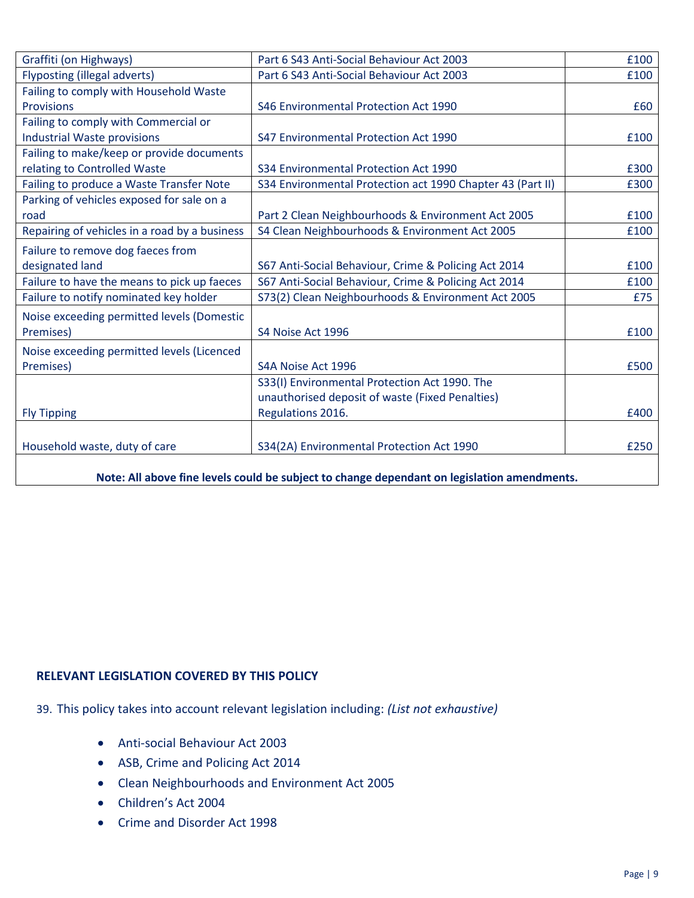| Graffiti (on Highways) | Part 6 S43 Anti-Social Behaviour Act 2003 | £100 |
|---|---|---|
| Flyposting (illegal adverts) | Part 6 S43 Anti-Social Behaviour Act 2003 | £100 |
| Failing to comply with Household Waste Provisions | S46 Environmental Protection Act 1990 | £60 |
| Failing to comply with Commercial or Industrial Waste provisions | S47 Environmental Protection Act 1990 | £100 |
| Failing to make/keep or provide documents relating to Controlled Waste | S34 Environmental Protection Act 1990 | £300 |
| Failing to produce a Waste Transfer Note | S34 Environmental Protection act 1990 Chapter 43 (Part II) | £300 |
| Parking of vehicles exposed for sale on a road | Part 2 Clean Neighbourhoods & Environment Act 2005 | £100 |
| Repairing of vehicles in a road by a business | S4 Clean Neighbourhoods & Environment Act 2005 | £100 |
| Failure to remove dog faeces from designated land | S67 Anti-Social Behaviour, Crime & Policing Act 2014 | £100 |
| Failure to have the means to pick up faeces | S67 Anti-Social Behaviour, Crime & Policing Act 2014 | £100 |
| Failure to notify nominated key holder | S73(2) Clean Neighbourhoods & Environment Act 2005 | £75 |
| Noise exceeding permitted levels (Domestic Premises) | S4 Noise Act 1996 | £100 |
| Noise exceeding permitted levels (Licenced Premises) | S4A Noise Act 1996 | £500 |
| Fly Tipping | S33(I) Environmental Protection Act 1990. The unauthorised deposit of waste (Fixed Penalties) Regulations 2016. | £400 |
| Household waste, duty of care | S34(2A) Environmental Protection Act 1990 | £250 |

**Note: All above fine levels could be subject to change dependant on legislation amendments.**

## RELEVANT LEGISLATION COVERED BY THIS POLICY

39. This policy takes into account relevant legislation including: *(List not exhaustive)*

- Anti-social Behaviour Act 2003
- ASB, Crime and Policing Act 2014
- Clean Neighbourhoods and Environment Act 2005
- Children's Act 2004
- Crime and Disorder Act 1998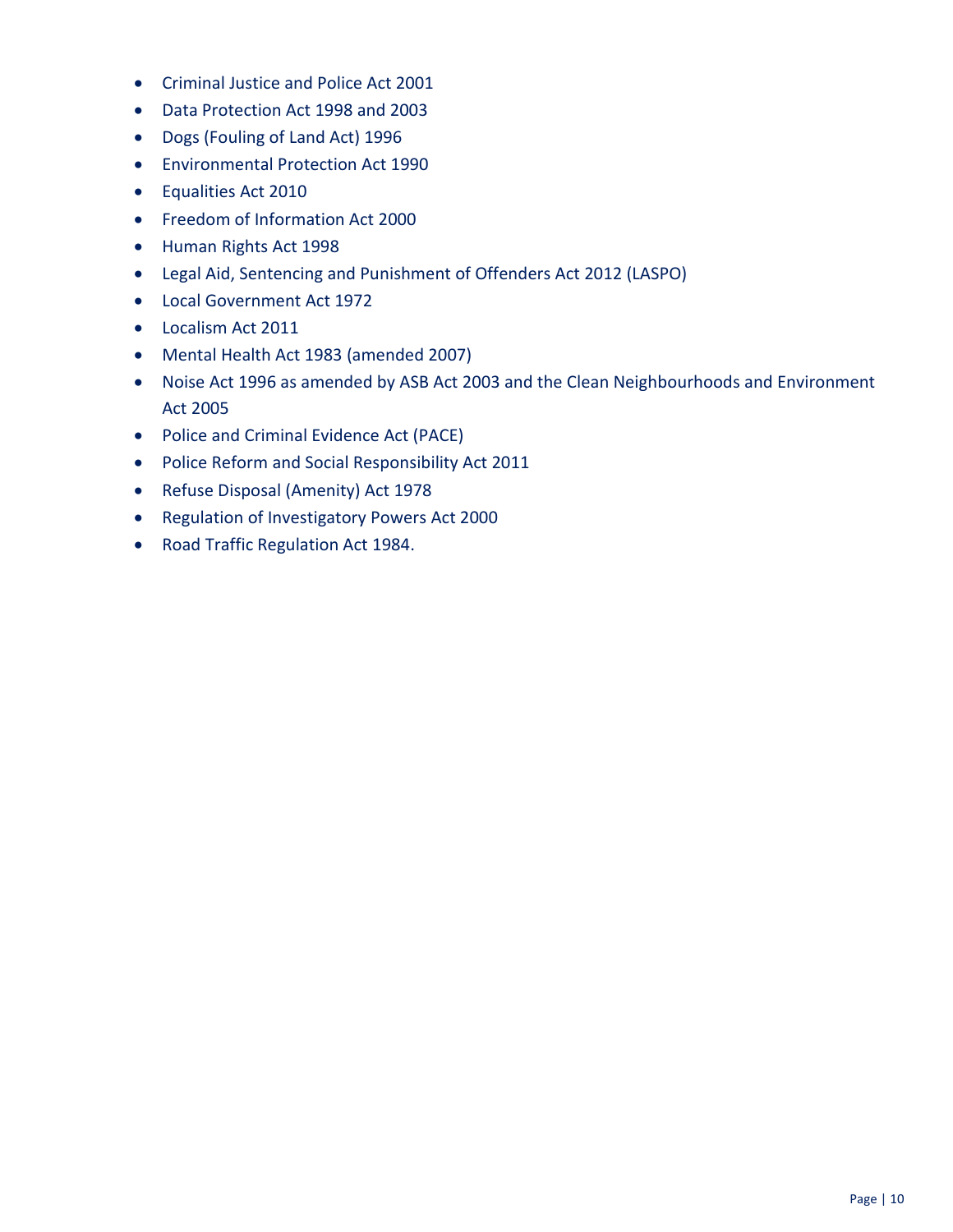- Criminal Justice and Police Act 2001
- Data Protection Act 1998 and 2003
- Dogs (Fouling of Land Act) 1996
- Environmental Protection Act 1990
- Equalities Act 2010
- Freedom of Information Act 2000
- Human Rights Act 1998
- Legal Aid, Sentencing and Punishment of Offenders Act 2012 (LASPO)
- Local Government Act 1972
- Localism Act 2011
- Mental Health Act 1983 (amended 2007)
- Noise Act 1996 as amended by ASB Act 2003 and the Clean Neighbourhoods and Environment Act 2005
- Police and Criminal Evidence Act (PACE)
- Police Reform and Social Responsibility Act 2011
- Refuse Disposal (Amenity) Act 1978
- Regulation of Investigatory Powers Act 2000
- Road Traffic Regulation Act 1984.